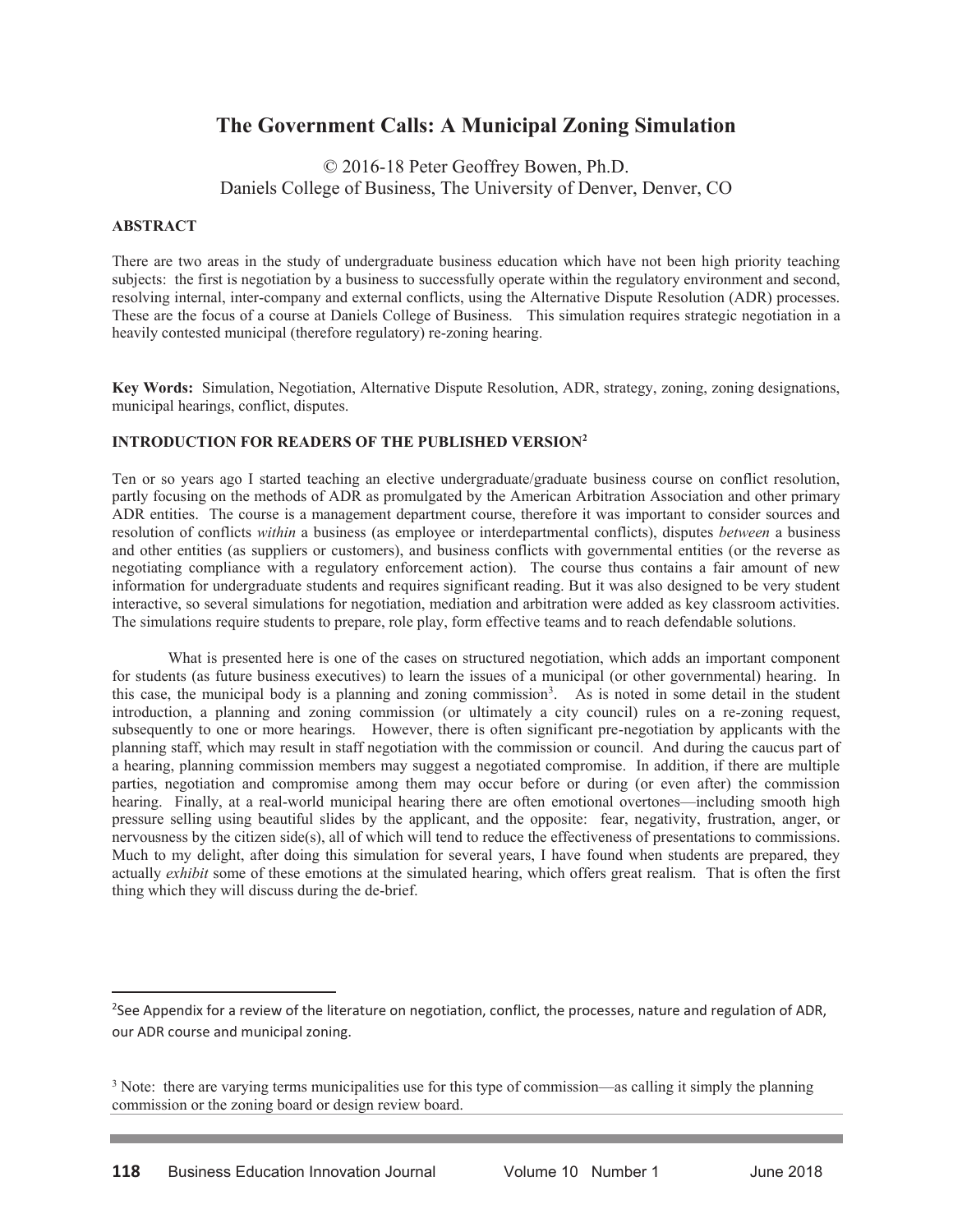# The Government Calls: A Municipal Zoning Simulation

© 2016-18 Peter Geoffrey Bowen, Ph.D.
Daniels College of Business, The University of Denver, Denver, CO

## ABSTRACT

There are two areas in the study of undergraduate business education which have not been high priority teaching subjects: the first is negotiation by a business to successfully operate within the regulatory environment and second, resolving internal, inter-company and external conflicts, using the Alternative Dispute Resolution (ADR) processes. These are the focus of a course at Daniels College of Business. This simulation requires strategic negotiation in a heavily contested municipal (therefore regulatory) re-zoning hearing.

**Key Words:** Simulation, Negotiation, Alternative Dispute Resolution, ADR, strategy, zoning, zoning designations, municipal hearings, conflict, disputes.

## INTRODUCTION FOR READERS OF THE PUBLISHED VERSION[2]

Ten or so years ago I started teaching an elective undergraduate/graduate business course on conflict resolution, partly focusing on the methods of ADR as promulgated by the American Arbitration Association and other primary ADR entities. The course is a management department course, therefore it was important to consider sources and resolution of conflicts *within* a business (as employee or interdepartmental conflicts), disputes *between* a business and other entities (as suppliers or customers), and business conflicts with governmental entities (or the reverse as negotiating compliance with a regulatory enforcement action). The course thus contains a fair amount of new information for undergraduate students and requires significant reading. But it was also designed to be very student interactive, so several simulations for negotiation, mediation and arbitration were added as key classroom activities. The simulations require students to prepare, role play, form effective teams and to reach defendable solutions.

What is presented here is one of the cases on structured negotiation, which adds an important component for students (as future business executives) to learn the issues of a municipal (or other governmental) hearing. In this case, the municipal body is a planning and zoning commission[3]. As is noted in some detail in the student introduction, a planning and zoning commission (or ultimately a city council) rules on a re-zoning request, subsequently to one or more hearings. However, there is often significant pre-negotiation by applicants with the planning staff, which may result in staff negotiation with the commission or council. And during the caucus part of a hearing, planning commission members may suggest a negotiated compromise. In addition, if there are multiple parties, negotiation and compromise among them may occur before or during (or even after) the commission hearing. Finally, at a real-world municipal hearing there are often emotional overtones—including smooth high pressure selling using beautiful slides by the applicant, and the opposite: fear, negativity, frustration, anger, or nervousness by the citizen side(s), all of which will tend to reduce the effectiveness of presentations to commissions. Much to my delight, after doing this simulation for several years, I have found when students are prepared, they actually *exhibit* some of these emotions at the simulated hearing, which offers great realism. That is often the first thing which they will discuss during the de-brief.

---

[2] See Appendix for a review of the literature on negotiation, conflict, the processes, nature and regulation of ADR, our ADR course and municipal zoning.

[3] Note: there are varying terms municipalities use for this type of commission—as calling it simply the planning commission or the zoning board or design review board.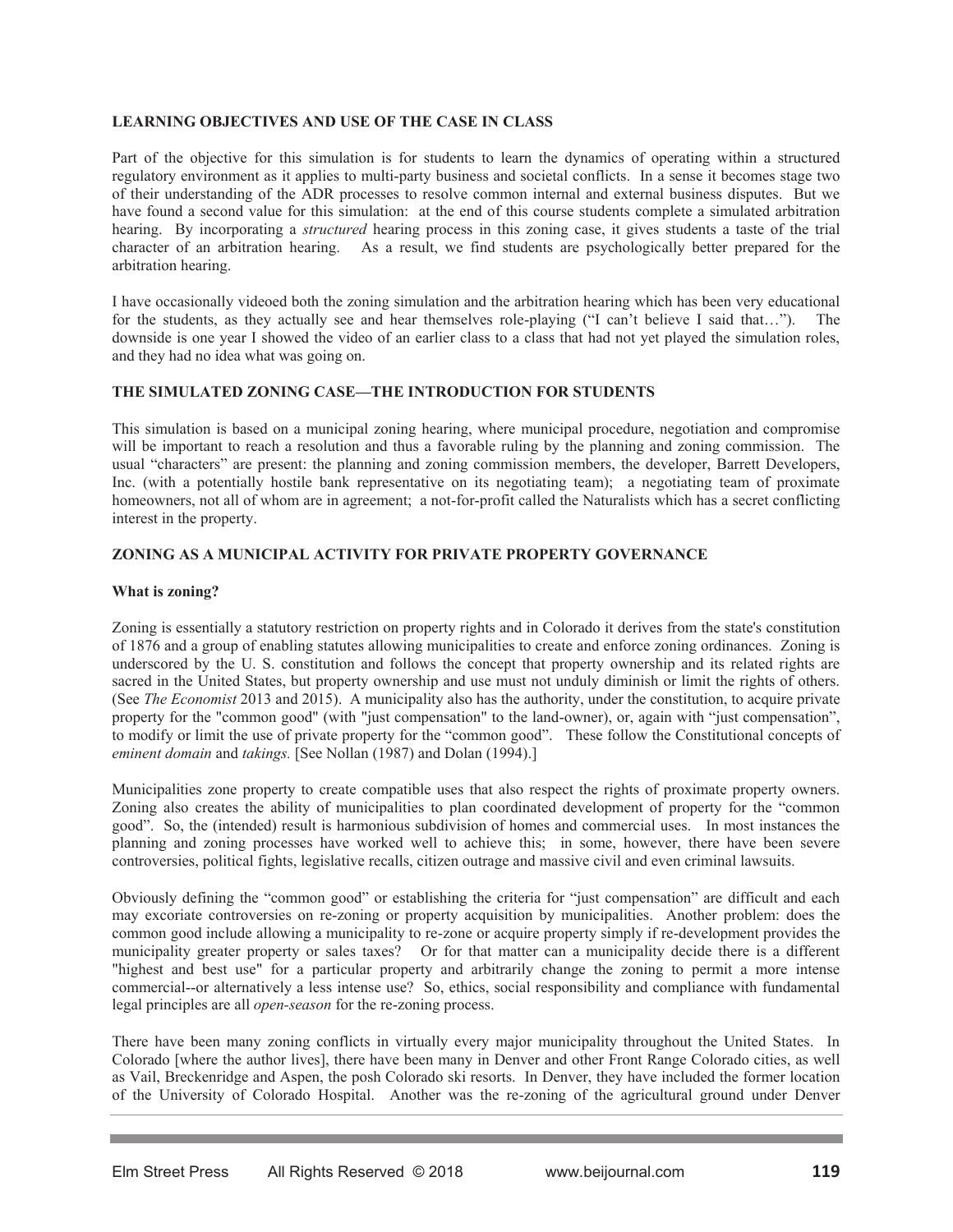**LEARNING OBJECTIVES AND USE OF THE CASE IN CLASS**

Part of the objective for this simulation is for students to learn the dynamics of operating within a structured regulatory environment as it applies to multi-party business and societal conflicts. In a sense it becomes stage two of their understanding of the ADR processes to resolve common internal and external business disputes. But we have found a second value for this simulation: at the end of this course students complete a simulated arbitration hearing. By incorporating a *structured* hearing process in this zoning case, it gives students a taste of the trial character of an arbitration hearing. As a result, we find students are psychologically better prepared for the arbitration hearing.

I have occasionally videoed both the zoning simulation and the arbitration hearing which has been very educational for the students, as they actually see and hear themselves role-playing ("I can't believe I said that…"). The downside is one year I showed the video of an earlier class to a class that had not yet played the simulation roles, and they had no idea what was going on.

**THE SIMULATED ZONING CASE—THE INTRODUCTION FOR STUDENTS**

This simulation is based on a municipal zoning hearing, where municipal procedure, negotiation and compromise will be important to reach a resolution and thus a favorable ruling by the planning and zoning commission. The usual "characters" are present: the planning and zoning commission members, the developer, Barrett Developers, Inc. (with a potentially hostile bank representative on its negotiating team); a negotiating team of proximate homeowners, not all of whom are in agreement; a not-for-profit called the Naturalists which has a secret conflicting interest in the property.

**ZONING AS A MUNICIPAL ACTIVITY FOR PRIVATE PROPERTY GOVERNANCE**

**What is zoning?**

Zoning is essentially a statutory restriction on property rights and in Colorado it derives from the state's constitution of 1876 and a group of enabling statutes allowing municipalities to create and enforce zoning ordinances. Zoning is underscored by the U. S. constitution and follows the concept that property ownership and its related rights are sacred in the United States, but property ownership and use must not unduly diminish or limit the rights of others. (See *The Economist* 2013 and 2015). A municipality also has the authority, under the constitution, to acquire private property for the "common good" (with "just compensation" to the land-owner), or, again with "just compensation", to modify or limit the use of private property for the "common good". These follow the Constitutional concepts of *eminent domain* and *takings.* [See Nollan (1987) and Dolan (1994).]

Municipalities zone property to create compatible uses that also respect the rights of proximate property owners. Zoning also creates the ability of municipalities to plan coordinated development of property for the "common good". So, the (intended) result is harmonious subdivision of homes and commercial uses. In most instances the planning and zoning processes have worked well to achieve this; in some, however, there have been severe controversies, political fights, legislative recalls, citizen outrage and massive civil and even criminal lawsuits.

Obviously defining the "common good" or establishing the criteria for "just compensation" are difficult and each may excoriate controversies on re-zoning or property acquisition by municipalities. Another problem: does the common good include allowing a municipality to re-zone or acquire property simply if re-development provides the municipality greater property or sales taxes? Or for that matter can a municipality decide there is a different "highest and best use" for a particular property and arbitrarily change the zoning to permit a more intense commercial--or alternatively a less intense use? So, ethics, social responsibility and compliance with fundamental legal principles are all *open-season* for the re-zoning process.

There have been many zoning conflicts in virtually every major municipality throughout the United States. In Colorado [where the author lives], there have been many in Denver and other Front Range Colorado cities, as well as Vail, Breckenridge and Aspen, the posh Colorado ski resorts. In Denver, they have included the former location of the University of Colorado Hospital. Another was the re-zoning of the agricultural ground under Denver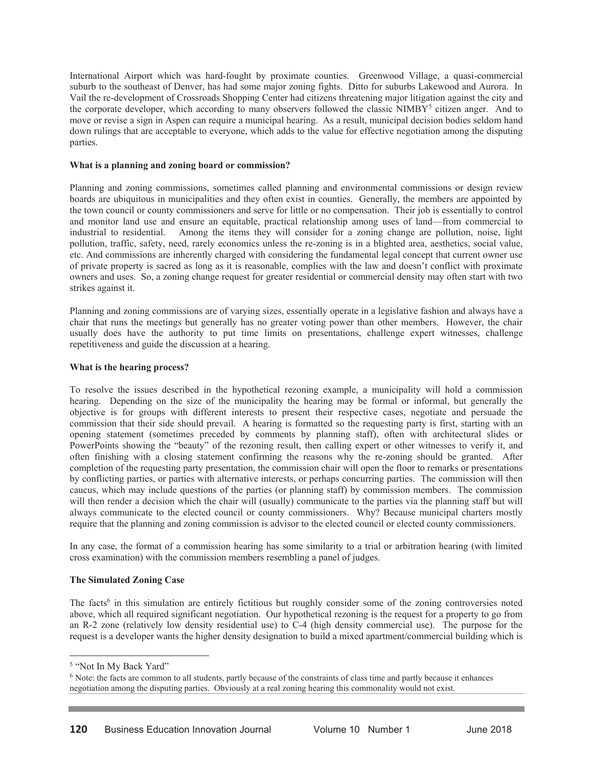International Airport which was hard-fought by proximate counties. Greenwood Village, a quasi-commercial suburb to the southeast of Denver, has had some major zoning fights. Ditto for suburbs Lakewood and Aurora. In Vail the re-development of Crossroads Shopping Center had citizens threatening major litigation against the city and the corporate developer, which according to many observers followed the classic NIMBY[5] citizen anger. And to move or revise a sign in Aspen can require a municipal hearing. As a result, municipal decision bodies seldom hand down rulings that are acceptable to everyone, which adds to the value for effective negotiation among the disputing parties.

**What is a planning and zoning board or commission?**

Planning and zoning commissions, sometimes called planning and environmental commissions or design review boards are ubiquitous in municipalities and they often exist in counties. Generally, the members are appointed by the town council or county commissioners and serve for little or no compensation. Their job is essentially to control and monitor land use and ensure an equitable, practical relationship among uses of land—from commercial to industrial to residential. Among the items they will consider for a zoning change are pollution, noise, light pollution, traffic, safety, need, rarely economics unless the re-zoning is in a blighted area, aesthetics, social value, etc. And commissions are inherently charged with considering the fundamental legal concept that current owner use of private property is sacred as long as it is reasonable, complies with the law and doesn't conflict with proximate owners and uses. So, a zoning change request for greater residential or commercial density may often start with two strikes against it.

Planning and zoning commissions are of varying sizes, essentially operate in a legislative fashion and always have a chair that runs the meetings but generally has no greater voting power than other members. However, the chair usually does have the authority to put time limits on presentations, challenge expert witnesses, challenge repetitiveness and guide the discussion at a hearing.

**What is the hearing process?**

To resolve the issues described in the hypothetical rezoning example, a municipality will hold a commission hearing. Depending on the size of the municipality the hearing may be formal or informal, but generally the objective is for groups with different interests to present their respective cases, negotiate and persuade the commission that their side should prevail. A hearing is formatted so the requesting party is first, starting with an opening statement (sometimes preceded by comments by planning staff), often with architectural slides or PowerPoints showing the "beauty" of the rezoning result, then calling expert or other witnesses to verify it, and often finishing with a closing statement confirming the reasons why the re-zoning should be granted. After completion of the requesting party presentation, the commission chair will open the floor to remarks or presentations by conflicting parties, or parties with alternative interests, or perhaps concurring parties. The commission will then caucus, which may include questions of the parties (or planning staff) by commission members. The commission will then render a decision which the chair will (usually) communicate to the parties via the planning staff but will always communicate to the elected council or county commissioners. Why? Because municipal charters mostly require that the planning and zoning commission is advisor to the elected council or elected county commissioners.

In any case, the format of a commission hearing has some similarity to a trial or arbitration hearing (with limited cross examination) with the commission members resembling a panel of judges.

**The Simulated Zoning Case**

The facts[6] in this simulation are entirely fictitious but roughly consider some of the zoning controversies noted above, which all required significant negotiation. Our hypothetical rezoning is the request for a property to go from an R-2 zone (relatively low density residential use) to C-4 (high density commercial use). The purpose for the request is a developer wants the higher density designation to build a mixed apartment/commercial building which is

[5] "Not In My Back Yard"

[6] Note: the facts are common to all students, partly because of the constraints of class time and partly because it enhances negotiation among the disputing parties. Obviously at a real zoning hearing this commonality would not exist.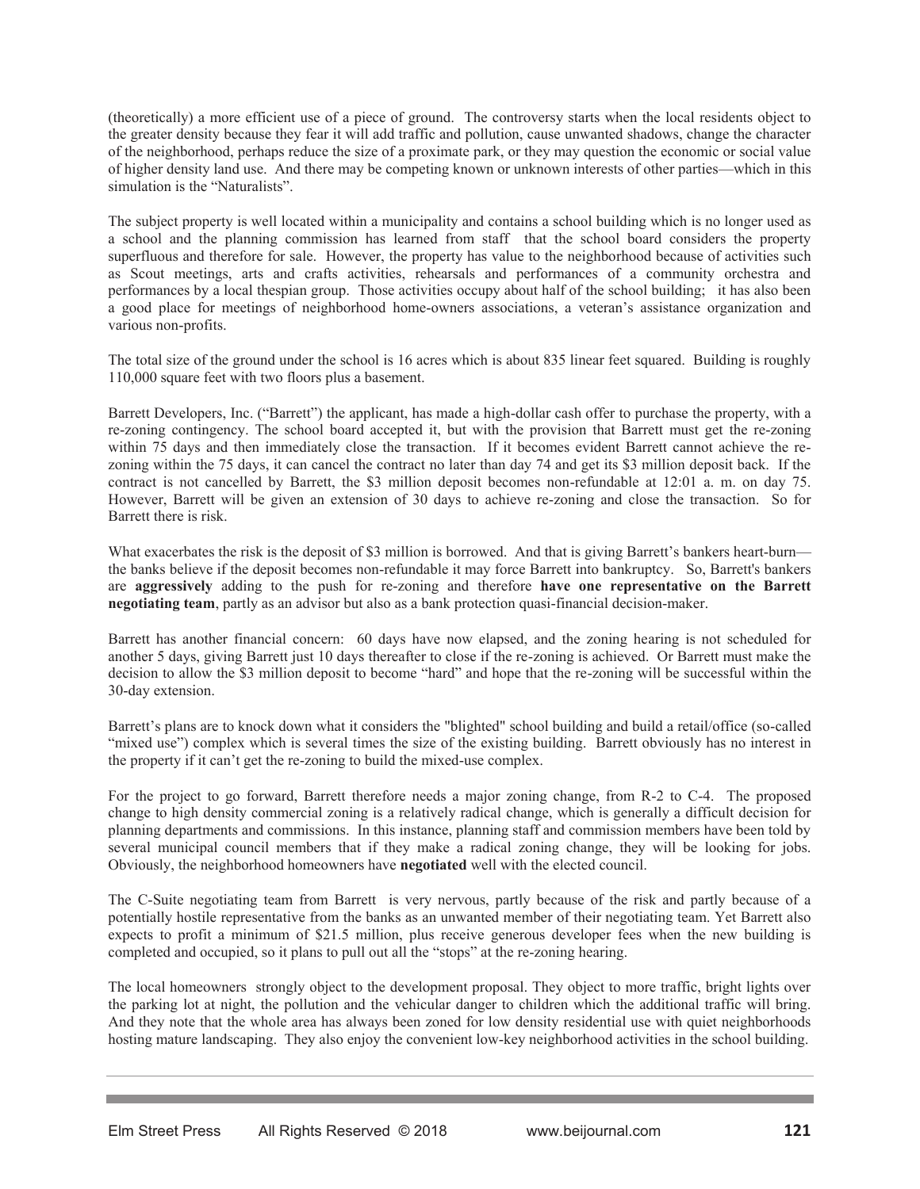(theoretically) a more efficient use of a piece of ground. The controversy starts when the local residents object to the greater density because they fear it will add traffic and pollution, cause unwanted shadows, change the character of the neighborhood, perhaps reduce the size of a proximate park, or they may question the economic or social value of higher density land use. And there may be competing known or unknown interests of other parties—which in this simulation is the "Naturalists".

The subject property is well located within a municipality and contains a school building which is no longer used as a school and the planning commission has learned from staff that the school board considers the property superfluous and therefore for sale. However, the property has value to the neighborhood because of activities such as Scout meetings, arts and crafts activities, rehearsals and performances of a community orchestra and performances by a local thespian group. Those activities occupy about half of the school building; it has also been a good place for meetings of neighborhood home-owners associations, a veteran's assistance organization and various non-profits.

The total size of the ground under the school is 16 acres which is about 835 linear feet squared. Building is roughly 110,000 square feet with two floors plus a basement.

Barrett Developers, Inc. ("Barrett") the applicant, has made a high-dollar cash offer to purchase the property, with a re-zoning contingency. The school board accepted it, but with the provision that Barrett must get the re-zoning within 75 days and then immediately close the transaction. If it becomes evident Barrett cannot achieve the re-zoning within the 75 days, it can cancel the contract no later than day 74 and get its $3 million deposit back. If the contract is not cancelled by Barrett, the $3 million deposit becomes non-refundable at 12:01 a. m. on day 75. However, Barrett will be given an extension of 30 days to achieve re-zoning and close the transaction. So for Barrett there is risk.

What exacerbates the risk is the deposit of $3 million is borrowed. And that is giving Barrett's bankers heart-burn—the banks believe if the deposit becomes non-refundable it may force Barrett into bankruptcy. So, Barrett's bankers are **aggressively** adding to the push for re-zoning and therefore **have one representative on the Barrett negotiating team**, partly as an advisor but also as a bank protection quasi-financial decision-maker.

Barrett has another financial concern: 60 days have now elapsed, and the zoning hearing is not scheduled for another 5 days, giving Barrett just 10 days thereafter to close if the re-zoning is achieved. Or Barrett must make the decision to allow the $3 million deposit to become "hard" and hope that the re-zoning will be successful within the 30-day extension.

Barrett's plans are to knock down what it considers the "blighted" school building and build a retail/office (so-called "mixed use") complex which is several times the size of the existing building. Barrett obviously has no interest in the property if it can't get the re-zoning to build the mixed-use complex.

For the project to go forward, Barrett therefore needs a major zoning change, from R-2 to C-4. The proposed change to high density commercial zoning is a relatively radical change, which is generally a difficult decision for planning departments and commissions. In this instance, planning staff and commission members have been told by several municipal council members that if they make a radical zoning change, they will be looking for jobs. Obviously, the neighborhood homeowners have **negotiated** well with the elected council.

The C-Suite negotiating team from Barrett is very nervous, partly because of the risk and partly because of a potentially hostile representative from the banks as an unwanted member of their negotiating team. Yet Barrett also expects to profit a minimum of $21.5 million, plus receive generous developer fees when the new building is completed and occupied, so it plans to pull out all the "stops" at the re-zoning hearing.

The local homeowners strongly object to the development proposal. They object to more traffic, bright lights over the parking lot at night, the pollution and the vehicular danger to children which the additional traffic will bring. And they note that the whole area has always been zoned for low density residential use with quiet neighborhoods hosting mature landscaping. They also enjoy the convenient low-key neighborhood activities in the school building.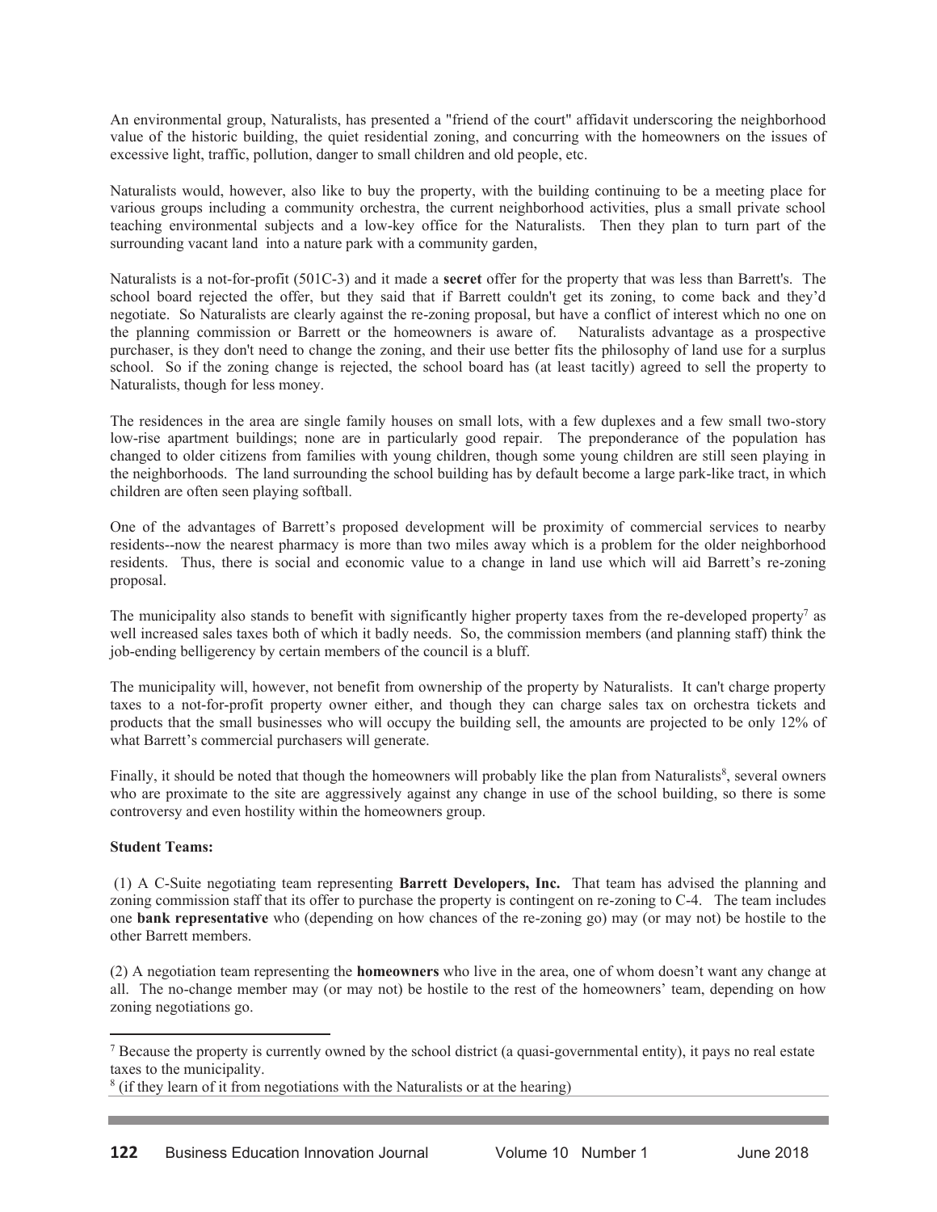An environmental group, Naturalists, has presented a "friend of the court" affidavit underscoring the neighborhood value of the historic building, the quiet residential zoning, and concurring with the homeowners on the issues of excessive light, traffic, pollution, danger to small children and old people, etc.

Naturalists would, however, also like to buy the property, with the building continuing to be a meeting place for various groups including a community orchestra, the current neighborhood activities, plus a small private school teaching environmental subjects and a low-key office for the Naturalists. Then they plan to turn part of the surrounding vacant land into a nature park with a community garden,

Naturalists is a not-for-profit (501C-3) and it made a **secret** offer for the property that was less than Barrett's. The school board rejected the offer, but they said that if Barrett couldn't get its zoning, to come back and they'd negotiate. So Naturalists are clearly against the re-zoning proposal, but have a conflict of interest which no one on the planning commission or Barrett or the homeowners is aware of. Naturalists advantage as a prospective purchaser, is they don't need to change the zoning, and their use better fits the philosophy of land use for a surplus school. So if the zoning change is rejected, the school board has (at least tacitly) agreed to sell the property to Naturalists, though for less money.

The residences in the area are single family houses on small lots, with a few duplexes and a few small two-story low-rise apartment buildings; none are in particularly good repair. The preponderance of the population has changed to older citizens from families with young children, though some young children are still seen playing in the neighborhoods. The land surrounding the school building has by default become a large park-like tract, in which children are often seen playing softball.

One of the advantages of Barrett's proposed development will be proximity of commercial services to nearby residents--now the nearest pharmacy is more than two miles away which is a problem for the older neighborhood residents. Thus, there is social and economic value to a change in land use which will aid Barrett's re-zoning proposal.

The municipality also stands to benefit with significantly higher property taxes from the re-developed property[7] as well increased sales taxes both of which it badly needs. So, the commission members (and planning staff) think the job-ending belligerency by certain members of the council is a bluff.

The municipality will, however, not benefit from ownership of the property by Naturalists. It can't charge property taxes to a not-for-profit property owner either, and though they can charge sales tax on orchestra tickets and products that the small businesses who will occupy the building sell, the amounts are projected to be only 12% of what Barrett's commercial purchasers will generate.

Finally, it should be noted that though the homeowners will probably like the plan from Naturalists[8], several owners who are proximate to the site are aggressively against any change in use of the school building, so there is some controversy and even hostility within the homeowners group.

**Student Teams:**

(1) A C-Suite negotiating team representing **Barrett Developers, Inc.** That team has advised the planning and zoning commission staff that its offer to purchase the property is contingent on re-zoning to C-4. The team includes one **bank representative** who (depending on how chances of the re-zoning go) may (or may not) be hostile to the other Barrett members.

(2) A negotiation team representing the **homeowners** who live in the area, one of whom doesn't want any change at all. The no-change member may (or may not) be hostile to the rest of the homeowners' team, depending on how zoning negotiations go.

---

[7] Because the property is currently owned by the school district (a quasi-governmental entity), it pays no real estate taxes to the municipality.

[8] (if they learn of it from negotiations with the Naturalists or at the hearing)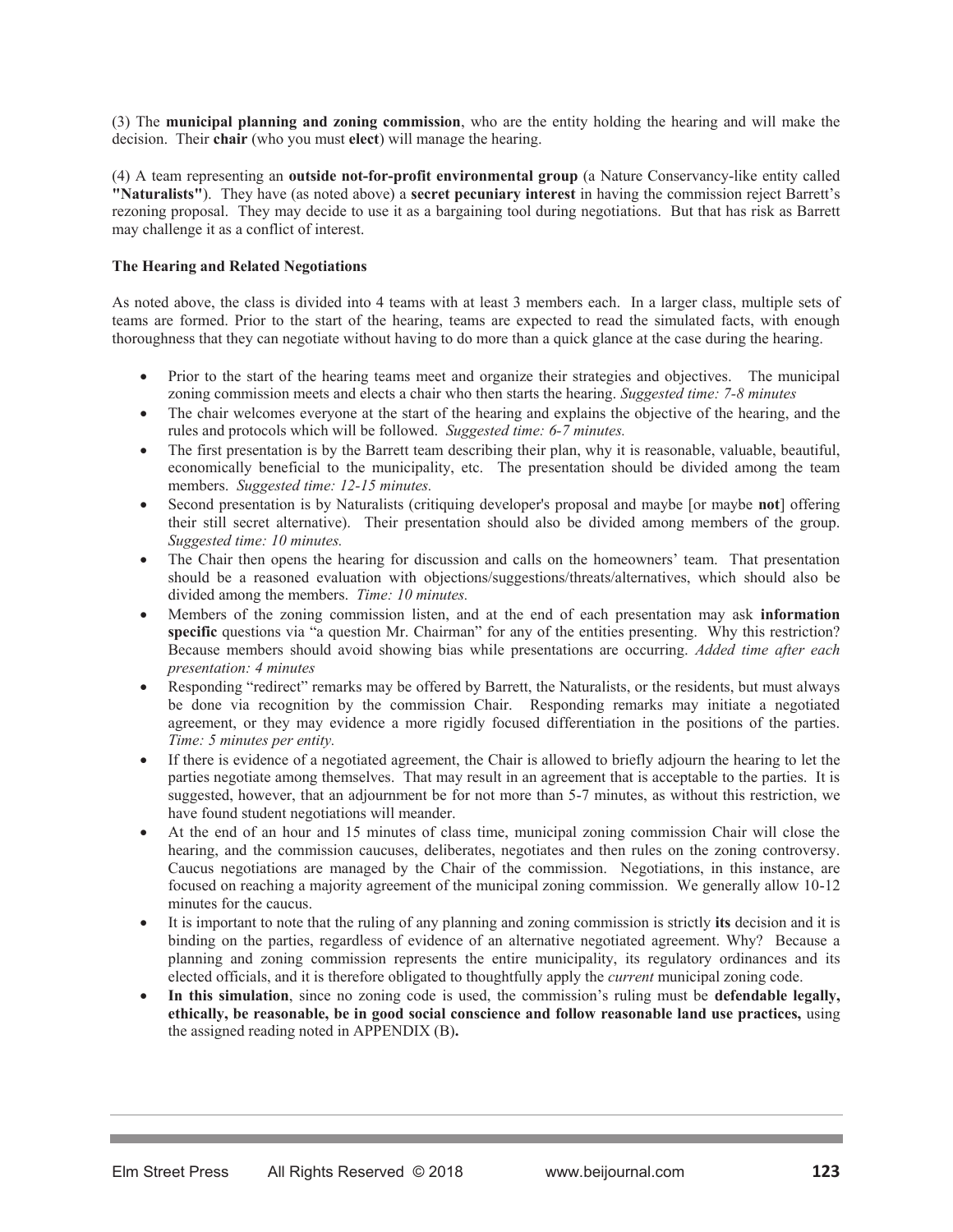(3) The **municipal planning and zoning commission**, who are the entity holding the hearing and will make the decision. Their **chair** (who you must **elect**) will manage the hearing.

(4) A team representing an **outside not-for-profit environmental group** (a Nature Conservancy-like entity called **"Naturalists"**). They have (as noted above) a **secret pecuniary interest** in having the commission reject Barrett's rezoning proposal. They may decide to use it as a bargaining tool during negotiations. But that has risk as Barrett may challenge it as a conflict of interest.

**The Hearing and Related Negotiations**

As noted above, the class is divided into 4 teams with at least 3 members each. In a larger class, multiple sets of teams are formed. Prior to the start of the hearing, teams are expected to read the simulated facts, with enough thoroughness that they can negotiate without having to do more than a quick glance at the case during the hearing.

- Prior to the start of the hearing teams meet and organize their strategies and objectives. The municipal zoning commission meets and elects a chair who then starts the hearing. *Suggested time: 7-8 minutes*
- The chair welcomes everyone at the start of the hearing and explains the objective of the hearing, and the rules and protocols which will be followed. *Suggested time: 6-7 minutes.*
- The first presentation is by the Barrett team describing their plan, why it is reasonable, valuable, beautiful, economically beneficial to the municipality, etc. The presentation should be divided among the team members. *Suggested time: 12-15 minutes.*
- Second presentation is by Naturalists (critiquing developer's proposal and maybe [or maybe **not**] offering their still secret alternative). Their presentation should also be divided among members of the group. *Suggested time: 10 minutes.*
- The Chair then opens the hearing for discussion and calls on the homeowners' team. That presentation should be a reasoned evaluation with objections/suggestions/threats/alternatives, which should also be divided among the members. *Time: 10 minutes.*
- Members of the zoning commission listen, and at the end of each presentation may ask **information specific** questions via "a question Mr. Chairman" for any of the entities presenting. Why this restriction? Because members should avoid showing bias while presentations are occurring. *Added time after each presentation: 4 minutes*
- Responding "redirect" remarks may be offered by Barrett, the Naturalists, or the residents, but must always be done via recognition by the commission Chair. Responding remarks may initiate a negotiated agreement, or they may evidence a more rigidly focused differentiation in the positions of the parties. *Time: 5 minutes per entity.*
- If there is evidence of a negotiated agreement, the Chair is allowed to briefly adjourn the hearing to let the parties negotiate among themselves. That may result in an agreement that is acceptable to the parties. It is suggested, however, that an adjournment be for not more than 5-7 minutes, as without this restriction, we have found student negotiations will meander.
- At the end of an hour and 15 minutes of class time, municipal zoning commission Chair will close the hearing, and the commission caucuses, deliberates, negotiates and then rules on the zoning controversy. Caucus negotiations are managed by the Chair of the commission. Negotiations, in this instance, are focused on reaching a majority agreement of the municipal zoning commission. We generally allow 10-12 minutes for the caucus.
- It is important to note that the ruling of any planning and zoning commission is strictly **its** decision and it is binding on the parties, regardless of evidence of an alternative negotiated agreement. Why? Because a planning and zoning commission represents the entire municipality, its regulatory ordinances and its elected officials, and it is therefore obligated to thoughtfully apply the *current* municipal zoning code.
- **In this simulation**, since no zoning code is used, the commission's ruling must be **defendable legally, ethically, be reasonable, be in good social conscience and follow reasonable land use practices,** using the assigned reading noted in APPENDIX (B)**.**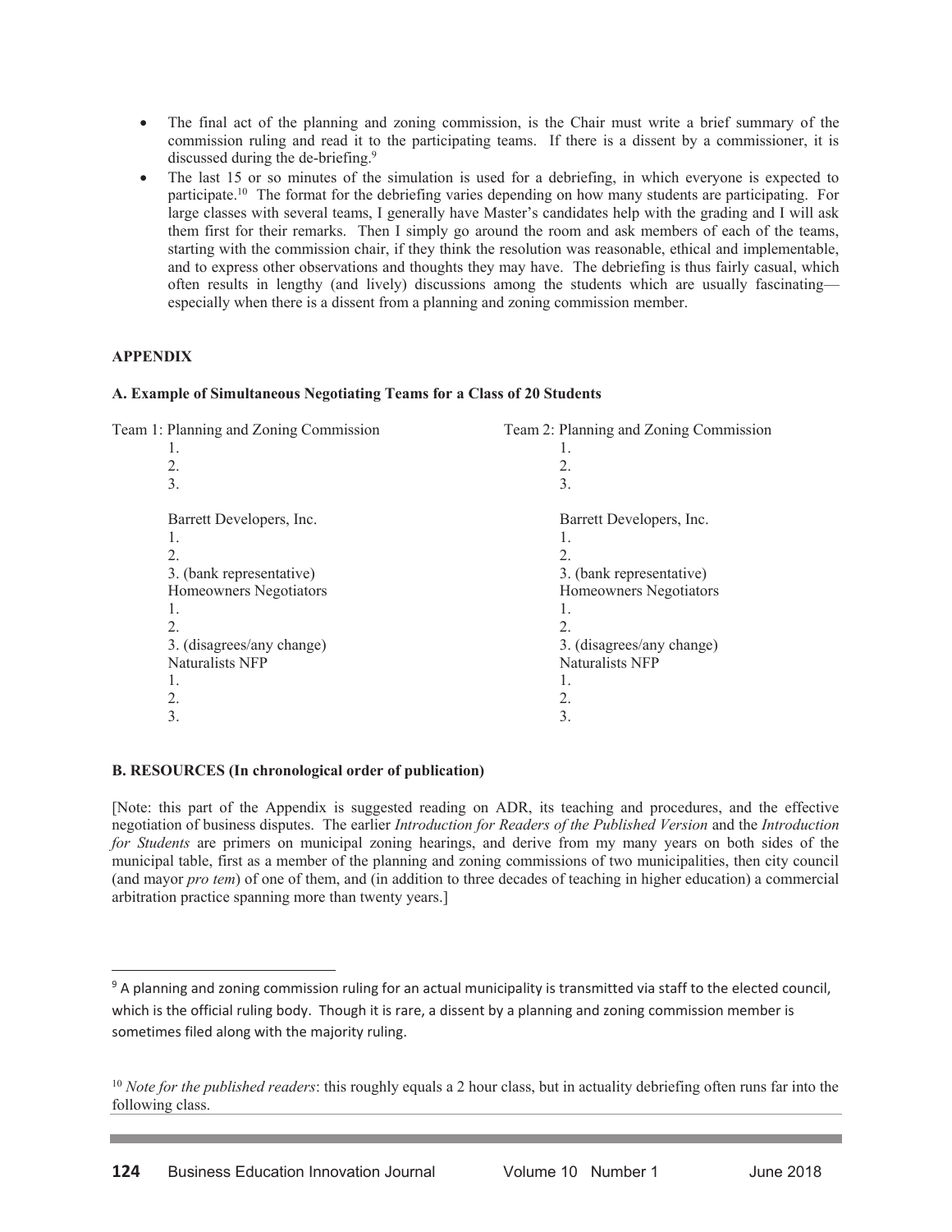- The final act of the planning and zoning commission, is the Chair must write a brief summary of the commission ruling and read it to the participating teams. If there is a dissent by a commissioner, it is discussed during the de-briefing.[9]
- The last 15 or so minutes of the simulation is used for a debriefing, in which everyone is expected to participate.[10] The format for the debriefing varies depending on how many students are participating. For large classes with several teams, I generally have Master's candidates help with the grading and I will ask them first for their remarks. Then I simply go around the room and ask members of each of the teams, starting with the commission chair, if they think the resolution was reasonable, ethical and implementable, and to express other observations and thoughts they may have. The debriefing is thus fairly casual, which often results in lengthy (and lively) discussions among the students which are usually fascinating—especially when there is a dissent from a planning and zoning commission member.

## APPENDIX

### A. Example of Simultaneous Negotiating Teams for a Class of 20 Students

| Team 1: Planning and Zoning Commission | Team 2: Planning and Zoning Commission |
|---|---|
| 1. | 1. |
| 2. | 2. |
| 3. | 3. |
| | |
| Barrett Developers, Inc. | Barrett Developers, Inc. |
| 1. | 1. |
| 2. | 2. |
| 3. (bank representative) | 3. (bank representative) |
| Homeowners Negotiators | Homeowners Negotiators |
| 1. | 1. |
| 2. | 2. |
| 3. (disagrees/any change) | 3. (disagrees/any change) |
| Naturalists NFP | Naturalists NFP |
| 1. | 1. |
| 2. | 2. |
| 3. | 3. |

### B. RESOURCES (In chronological order of publication)

[Note: this part of the Appendix is suggested reading on ADR, its teaching and procedures, and the effective negotiation of business disputes. The earlier *Introduction for Readers of the Published Version* and the *Introduction for Students* are primers on municipal zoning hearings, and derive from my many years on both sides of the municipal table, first as a member of the planning and zoning commissions of two municipalities, then city council (and mayor *pro tem*) of one of them, and (in addition to three decades of teaching in higher education) a commercial arbitration practice spanning more than twenty years.]

---

[9] A planning and zoning commission ruling for an actual municipality is transmitted via staff to the elected council, which is the official ruling body. Though it is rare, a dissent by a planning and zoning commission member is sometimes filed along with the majority ruling.

[10] *Note for the published readers*: this roughly equals a 2 hour class, but in actuality debriefing often runs far into the following class.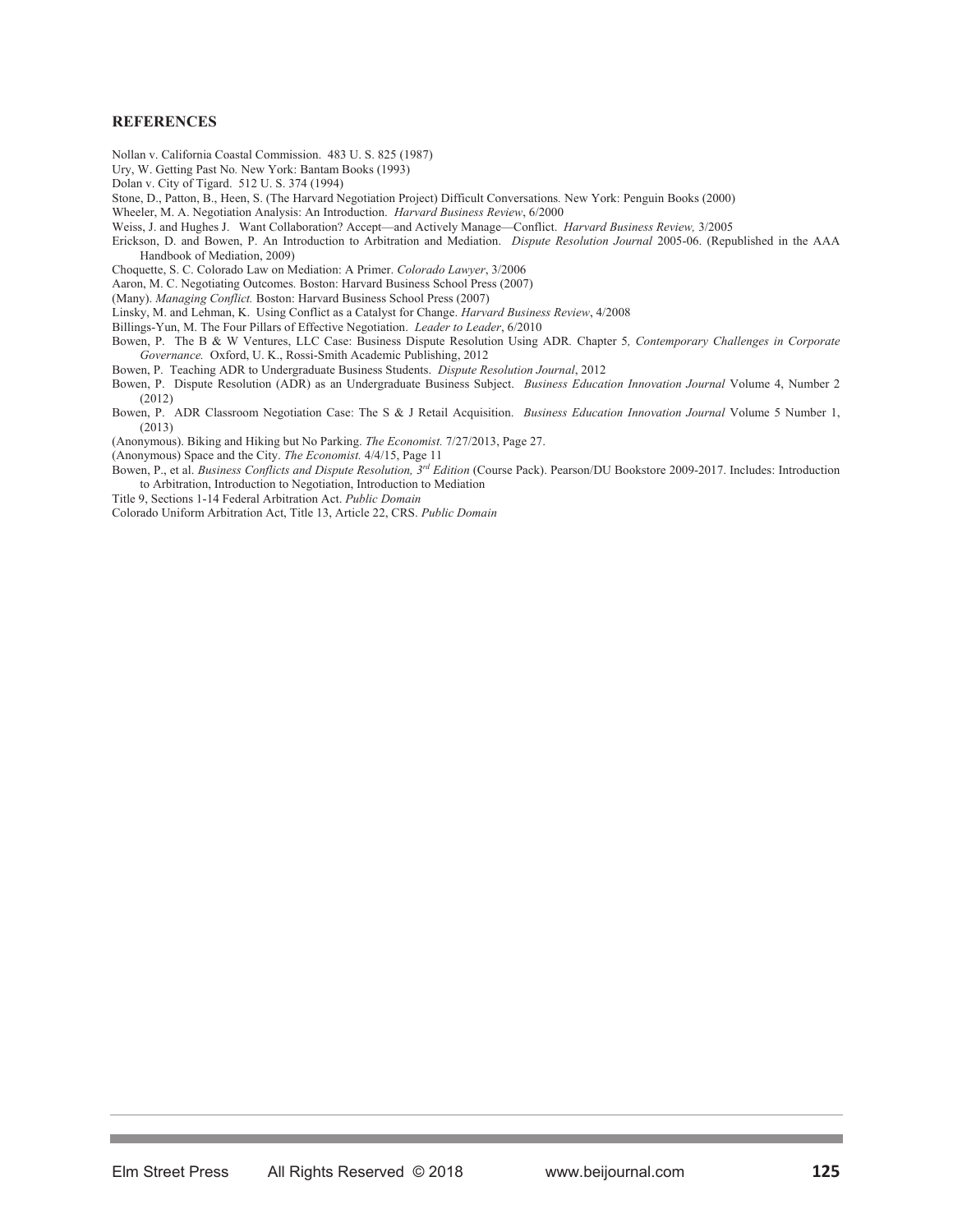## REFERENCES

Nollan v. California Coastal Commission. 483 U. S. 825 (1987)

Ury, W. Getting Past No*.* New York: Bantam Books (1993)

Dolan v. City of Tigard. 512 U. S. 374 (1994)

Stone, D., Patton, B., Heen, S. (The Harvard Negotiation Project) Difficult Conversations*.* New York: Penguin Books (2000)

Wheeler, M. A. Negotiation Analysis: An Introduction. *Harvard Business Review*, 6/2000

Weiss, J. and Hughes J. Want Collaboration? Accept—and Actively Manage—Conflict. *Harvard Business Review,* 3/2005

Erickson, D. and Bowen, P. An Introduction to Arbitration and Mediation. *Dispute Resolution Journal* 2005-06. (Republished in the AAA Handbook of Mediation, 2009)

Choquette, S. C. Colorado Law on Mediation: A Primer. *Colorado Lawyer*, 3/2006

Aaron, M. C. Negotiating Outcomes*.* Boston: Harvard Business School Press (2007)

(Many). *Managing Conflict.* Boston: Harvard Business School Press (2007)

Linsky, M. and Lehman, K. Using Conflict as a Catalyst for Change. *Harvard Business Review*, 4/2008

Billings-Yun, M. The Four Pillars of Effective Negotiation. *Leader to Leader*, 6/2010

Bowen, P. The B & W Ventures, LLC Case: Business Dispute Resolution Using ADR*.* Chapter 5*, Contemporary Challenges in Corporate Governance.* Oxford, U. K., Rossi-Smith Academic Publishing, 2012

Bowen, P. Teaching ADR to Undergraduate Business Students. *Dispute Resolution Journal*, 2012

Bowen, P. Dispute Resolution (ADR) as an Undergraduate Business Subject. *Business Education Innovation Journal* Volume 4, Number 2 (2012)

Bowen, P. ADR Classroom Negotiation Case: The S & J Retail Acquisition. *Business Education Innovation Journal* Volume 5 Number 1, (2013)

(Anonymous). Biking and Hiking but No Parking. *The Economist.* 7/27/2013, Page 27.

(Anonymous) Space and the City. *The Economist.* 4/4/15, Page 11

Bowen, P., et al. *Business Conflicts and Dispute Resolution, 3rd Edition* (Course Pack). Pearson/DU Bookstore 2009-2017. Includes: Introduction to Arbitration, Introduction to Negotiation, Introduction to Mediation

Title 9, Sections 1-14 Federal Arbitration Act. *Public Domain*

Colorado Uniform Arbitration Act, Title 13, Article 22, CRS. *Public Domain*